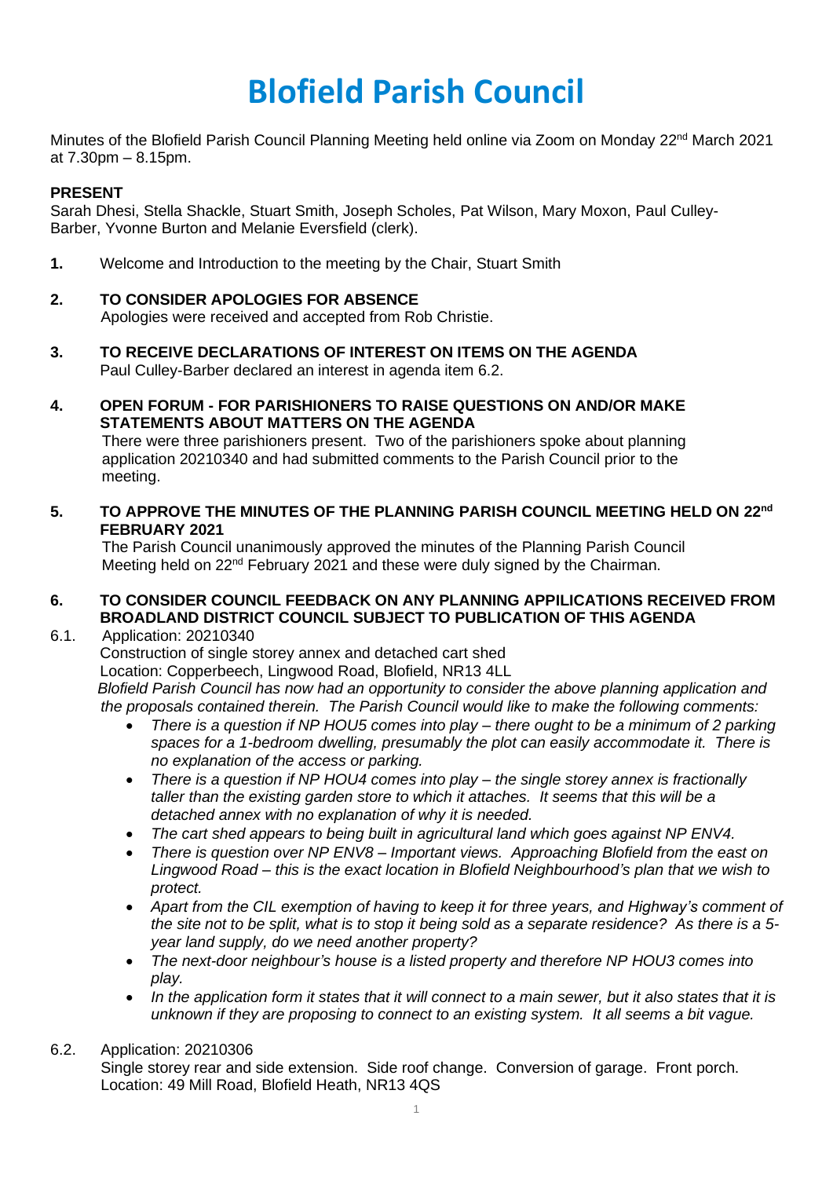# Blofield Parish Council

Minutes of the Blofield Parish Council Planning Meeting held online via Zoom on Monday 22nd March 2021 at 7.30pm – 8.15pm.

**PRESENT**
Sarah Dhesi, Stella Shackle, Stuart Smith, Joseph Scholes, Pat Wilson, Mary Moxon, Paul Culley-Barber, Yvonne Burton and Melanie Eversfield (clerk).

**1.** Welcome and Introduction to the meeting by the Chair, Stuart Smith

**2. TO CONSIDER APOLOGIES FOR ABSENCE**
Apologies were received and accepted from Rob Christie.

**3. TO RECEIVE DECLARATIONS OF INTEREST ON ITEMS ON THE AGENDA**
Paul Culley-Barber declared an interest in agenda item 6.2.

**4. OPEN FORUM - FOR PARISHIONERS TO RAISE QUESTIONS ON AND/OR MAKE STATEMENTS ABOUT MATTERS ON THE AGENDA**
There were three parishioners present. Two of the parishioners spoke about planning application 20210340 and had submitted comments to the Parish Council prior to the meeting.

**5. TO APPROVE THE MINUTES OF THE PLANNING PARISH COUNCIL MEETING HELD ON 22nd FEBRUARY 2021**
The Parish Council unanimously approved the minutes of the Planning Parish Council Meeting held on 22nd February 2021 and these were duly signed by the Chairman.

**6. TO CONSIDER COUNCIL FEEDBACK ON ANY PLANNING APPILICATIONS RECEIVED FROM BROADLAND DISTRICT COUNCIL SUBJECT TO PUBLICATION OF THIS AGENDA**

6.1. Application: 20210340
Construction of single storey annex and detached cart shed
Location: Copperbeech, Lingwood Road, Blofield, NR13 4LL
*Blofield Parish Council has now had an opportunity to consider the above planning application and the proposals contained therein. The Parish Council would like to make the following comments:*

- *There is a question if NP HOU5 comes into play – there ought to be a minimum of 2 parking spaces for a 1-bedroom dwelling, presumably the plot can easily accommodate it. There is no explanation of the access or parking.*
- *There is a question if NP HOU4 comes into play – the single storey annex is fractionally taller than the existing garden store to which it attaches. It seems that this will be a detached annex with no explanation of why it is needed.*
- *The cart shed appears to being built in agricultural land which goes against NP ENV4.*
- *There is question over NP ENV8 – Important views. Approaching Blofield from the east on Lingwood Road – this is the exact location in Blofield Neighbourhood's plan that we wish to protect.*
- *Apart from the CIL exemption of having to keep it for three years, and Highway's comment of the site not to be split, what is to stop it being sold as a separate residence? As there is a 5-year land supply, do we need another property?*
- *The next-door neighbour's house is a listed property and therefore NP HOU3 comes into play.*
- *In the application form it states that it will connect to a main sewer, but it also states that it is unknown if they are proposing to connect to an existing system. It all seems a bit vague.*

6.2. Application: 20210306
Single storey rear and side extension. Side roof change. Conversion of garage. Front porch.
Location: 49 Mill Road, Blofield Heath, NR13 4QS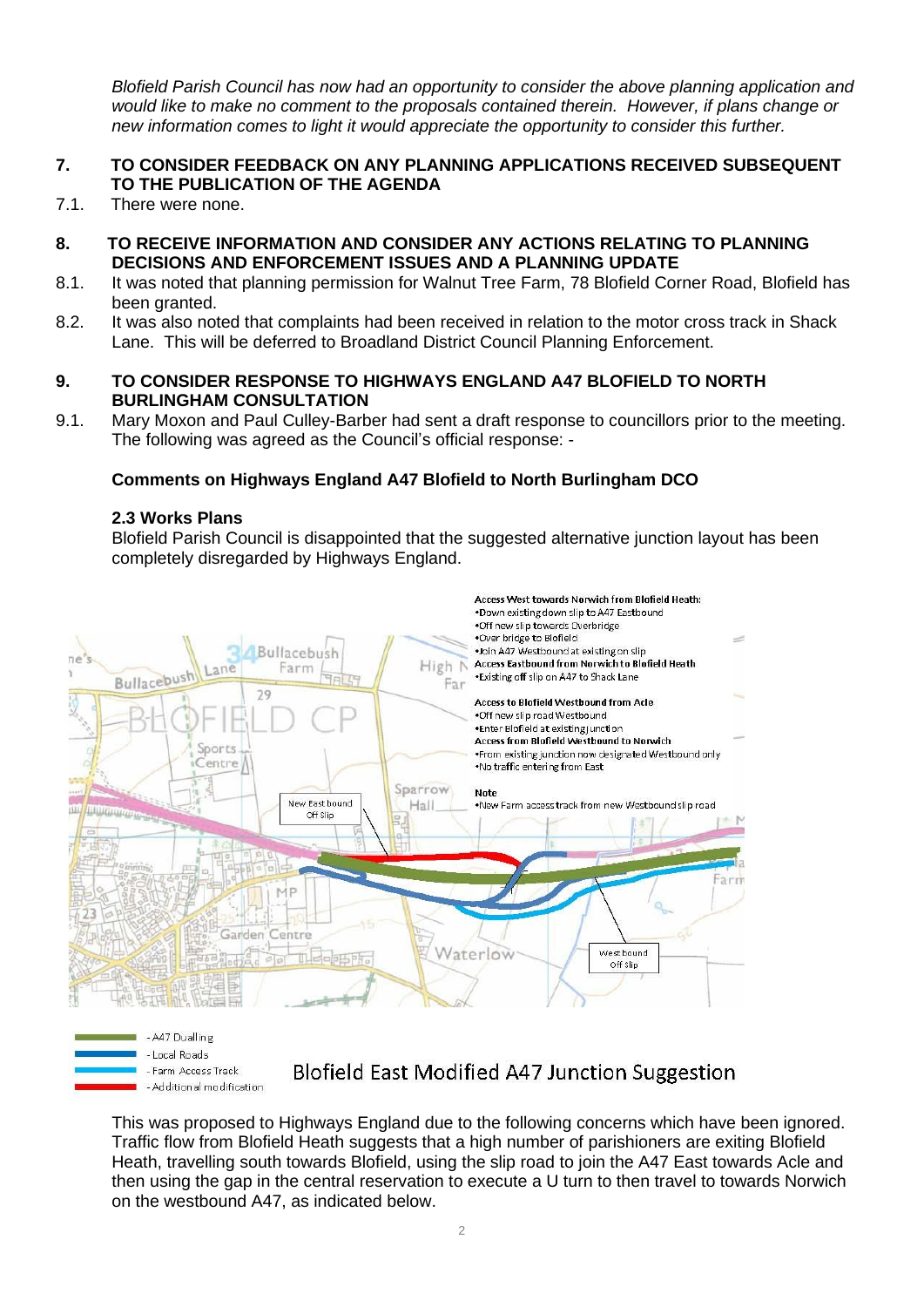*Blofield Parish Council has now had an opportunity to consider the above planning application and would like to make no comment to the proposals contained therein. However, if plans change or new information comes to light it would appreciate the opportunity to consider this further.*

**7. TO CONSIDER FEEDBACK ON ANY PLANNING APPLICATIONS RECEIVED SUBSEQUENT TO THE PUBLICATION OF THE AGENDA**

7.1. There were none.

**8. TO RECEIVE INFORMATION AND CONSIDER ANY ACTIONS RELATING TO PLANNING DECISIONS AND ENFORCEMENT ISSUES AND A PLANNING UPDATE**

8.1. It was noted that planning permission for Walnut Tree Farm, 78 Blofield Corner Road, Blofield has been granted.

8.2. It was also noted that complaints had been received in relation to the motor cross track in Shack Lane. This will be deferred to Broadland District Council Planning Enforcement.

**9. TO CONSIDER RESPONSE TO HIGHWAYS ENGLAND A47 BLOFIELD TO NORTH BURLINGHAM CONSULTATION**

9.1. Mary Moxon and Paul Culley-Barber had sent a draft response to councillors prior to the meeting. The following was agreed as the Council's official response: -

**Comments on Highways England A47 Blofield to North Burlingham DCO**

**2.3 Works Plans**

Blofield Parish Council is disappointed that the suggested alternative junction layout has been completely disregarded by Highways England.

**Access West towards Norwich from Blofield Heath:**
- Down existing down slip to A47 Eastbound
- Off new slip towards Overbridge
- Over bridge to Blofield
- Join A47 Westbound at existing on slip

**Access Eastbound from Norwich to Blofield Heath**
- Existing off slip on A47 to Shack Lane

**Access to Blofield Westbound from Acle**
- Off new slip road Westbound
- Enter Blofield at existing junction

**Access from Blofield Westbound to Norwich**
- From existing junction now designated Westbound only
- No traffic entering from East

**Note**
- New Farm access track from new Westbound slip road

New East bound Off Slip

West bound Off Slip

- A47 Dualling
- Local Roads
- Farm Access Track
- Additional modification

Blofield East Modified A47 Junction Suggestion

This was proposed to Highways England due to the following concerns which have been ignored. Traffic flow from Blofield Heath suggests that a high number of parishioners are exiting Blofield Heath, travelling south towards Blofield, using the slip road to join the A47 East towards Acle and then using the gap in the central reservation to execute a U turn to then travel to towards Norwich on the westbound A47, as indicated below.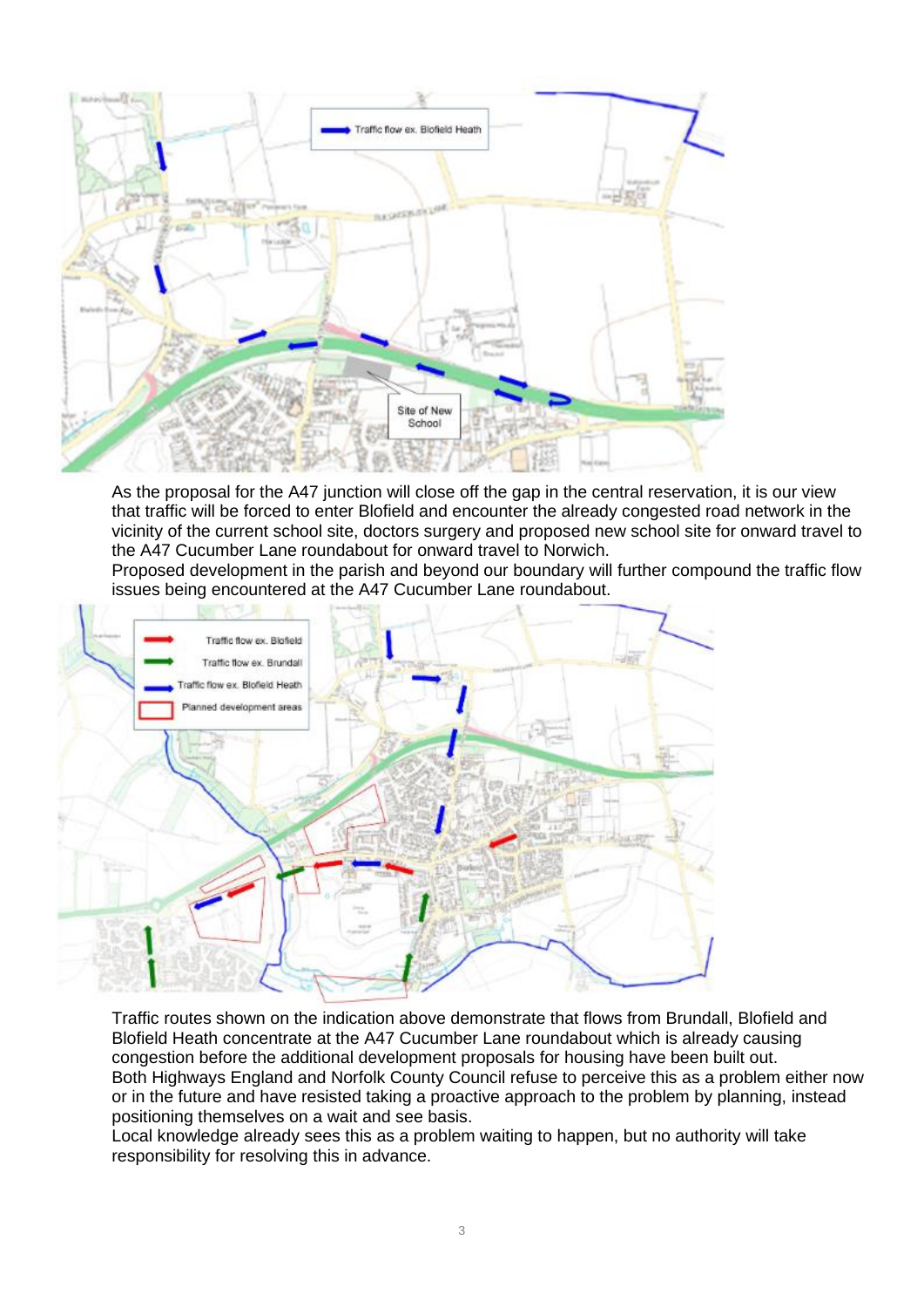As the proposal for the A47 junction will close off the gap in the central reservation, it is our view that traffic will be forced to enter Blofield and encounter the already congested road network in the vicinity of the current school site, doctors surgery and proposed new school site for onward travel to the A47 Cucumber Lane roundabout for onward travel to Norwich.

Proposed development in the parish and beyond our boundary will further compound the traffic flow issues being encountered at the A47 Cucumber Lane roundabout.

Traffic routes shown on the indication above demonstrate that flows from Brundall, Blofield and Blofield Heath concentrate at the A47 Cucumber Lane roundabout which is already causing congestion before the additional development proposals for housing have been built out.

Both Highways England and Norfolk County Council refuse to perceive this as a problem either now or in the future and have resisted taking a proactive approach to the problem by planning, instead positioning themselves on a wait and see basis.

Local knowledge already sees this as a problem waiting to happen, but no authority will take responsibility for resolving this in advance.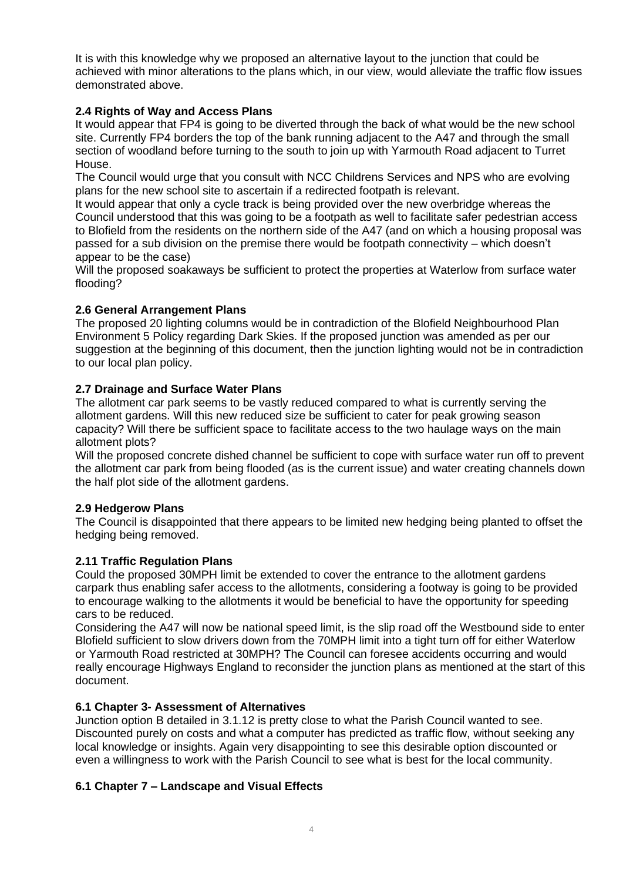It is with this knowledge why we proposed an alternative layout to the junction that could be achieved with minor alterations to the plans which, in our view, would alleviate the traffic flow issues demonstrated above.

**2.4 Rights of Way and Access Plans**

It would appear that FP4 is going to be diverted through the back of what would be the new school site. Currently FP4 borders the top of the bank running adjacent to the A47 and through the small section of woodland before turning to the south to join up with Yarmouth Road adjacent to Turret House.

The Council would urge that you consult with NCC Childrens Services and NPS who are evolving plans for the new school site to ascertain if a redirected footpath is relevant.

It would appear that only a cycle track is being provided over the new overbridge whereas the Council understood that this was going to be a footpath as well to facilitate safer pedestrian access to Blofield from the residents on the northern side of the A47 (and on which a housing proposal was passed for a sub division on the premise there would be footpath connectivity – which doesn't appear to be the case)

Will the proposed soakaways be sufficient to protect the properties at Waterlow from surface water flooding?

**2.6 General Arrangement Plans**

The proposed 20 lighting columns would be in contradiction of the Blofield Neighbourhood Plan Environment 5 Policy regarding Dark Skies. If the proposed junction was amended as per our suggestion at the beginning of this document, then the junction lighting would not be in contradiction to our local plan policy.

**2.7 Drainage and Surface Water Plans**

The allotment car park seems to be vastly reduced compared to what is currently serving the allotment gardens. Will this new reduced size be sufficient to cater for peak growing season capacity? Will there be sufficient space to facilitate access to the two haulage ways on the main allotment plots?

Will the proposed concrete dished channel be sufficient to cope with surface water run off to prevent the allotment car park from being flooded (as is the current issue) and water creating channels down the half plot side of the allotment gardens.

**2.9 Hedgerow Plans**

The Council is disappointed that there appears to be limited new hedging being planted to offset the hedging being removed.

**2.11 Traffic Regulation Plans**

Could the proposed 30MPH limit be extended to cover the entrance to the allotment gardens carpark thus enabling safer access to the allotments, considering a footway is going to be provided to encourage walking to the allotments it would be beneficial to have the opportunity for speeding cars to be reduced.

Considering the A47 will now be national speed limit, is the slip road off the Westbound side to enter Blofield sufficient to slow drivers down from the 70MPH limit into a tight turn off for either Waterlow or Yarmouth Road restricted at 30MPH? The Council can foresee accidents occurring and would really encourage Highways England to reconsider the junction plans as mentioned at the start of this document.

**6.1 Chapter 3- Assessment of Alternatives**

Junction option B detailed in 3.1.12 is pretty close to what the Parish Council wanted to see. Discounted purely on costs and what a computer has predicted as traffic flow, without seeking any local knowledge or insights. Again very disappointing to see this desirable option discounted or even a willingness to work with the Parish Council to see what is best for the local community.

**6.1 Chapter 7 – Landscape and Visual Effects**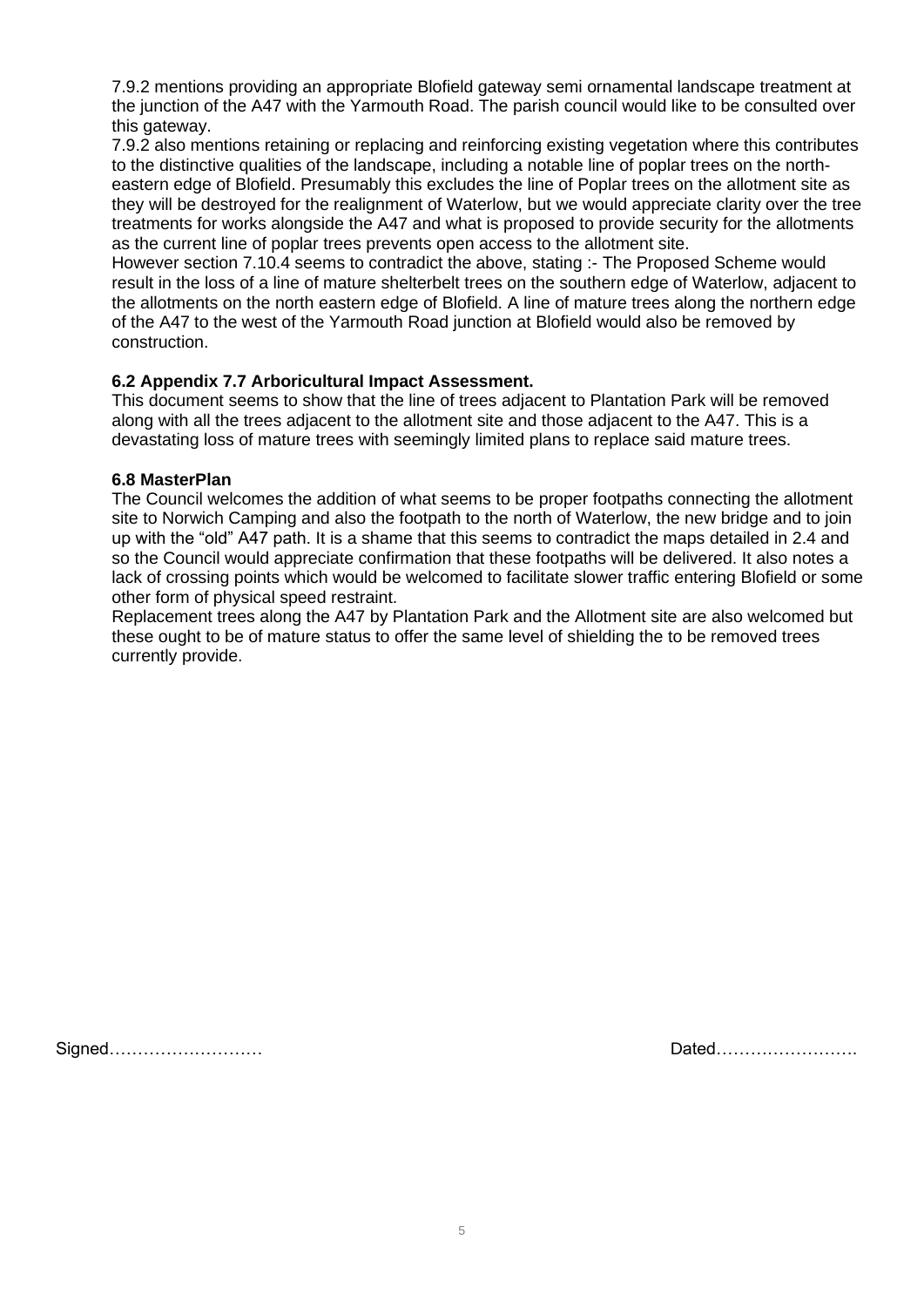7.9.2 mentions providing an appropriate Blofield gateway semi ornamental landscape treatment at the junction of the A47 with the Yarmouth Road. The parish council would like to be consulted over this gateway.

7.9.2 also mentions retaining or replacing and reinforcing existing vegetation where this contributes to the distinctive qualities of the landscape, including a notable line of poplar trees on the north-eastern edge of Blofield. Presumably this excludes the line of Poplar trees on the allotment site as they will be destroyed for the realignment of Waterlow, but we would appreciate clarity over the tree treatments for works alongside the A47 and what is proposed to provide security for the allotments as the current line of poplar trees prevents open access to the allotment site.

However section 7.10.4 seems to contradict the above, stating :- The Proposed Scheme would result in the loss of a line of mature shelterbelt trees on the southern edge of Waterlow, adjacent to the allotments on the north eastern edge of Blofield. A line of mature trees along the northern edge of the A47 to the west of the Yarmouth Road junction at Blofield would also be removed by construction.

**6.2 Appendix 7.7 Arboricultural Impact Assessment.**

This document seems to show that the line of trees adjacent to Plantation Park will be removed along with all the trees adjacent to the allotment site and those adjacent to the A47. This is a devastating loss of mature trees with seemingly limited plans to replace said mature trees.

**6.8 MasterPlan**

The Council welcomes the addition of what seems to be proper footpaths connecting the allotment site to Norwich Camping and also the footpath to the north of Waterlow, the new bridge and to join up with the "old" A47 path. It is a shame that this seems to contradict the maps detailed in 2.4 and so the Council would appreciate confirmation that these footpaths will be delivered. It also notes a lack of crossing points which would be welcomed to facilitate slower traffic entering Blofield or some other form of physical speed restraint.

Replacement trees along the A47 by Plantation Park and the Allotment site are also welcomed but these ought to be of mature status to offer the same level of shielding the to be removed trees currently provide.

Signed……………………… Dated…………………….